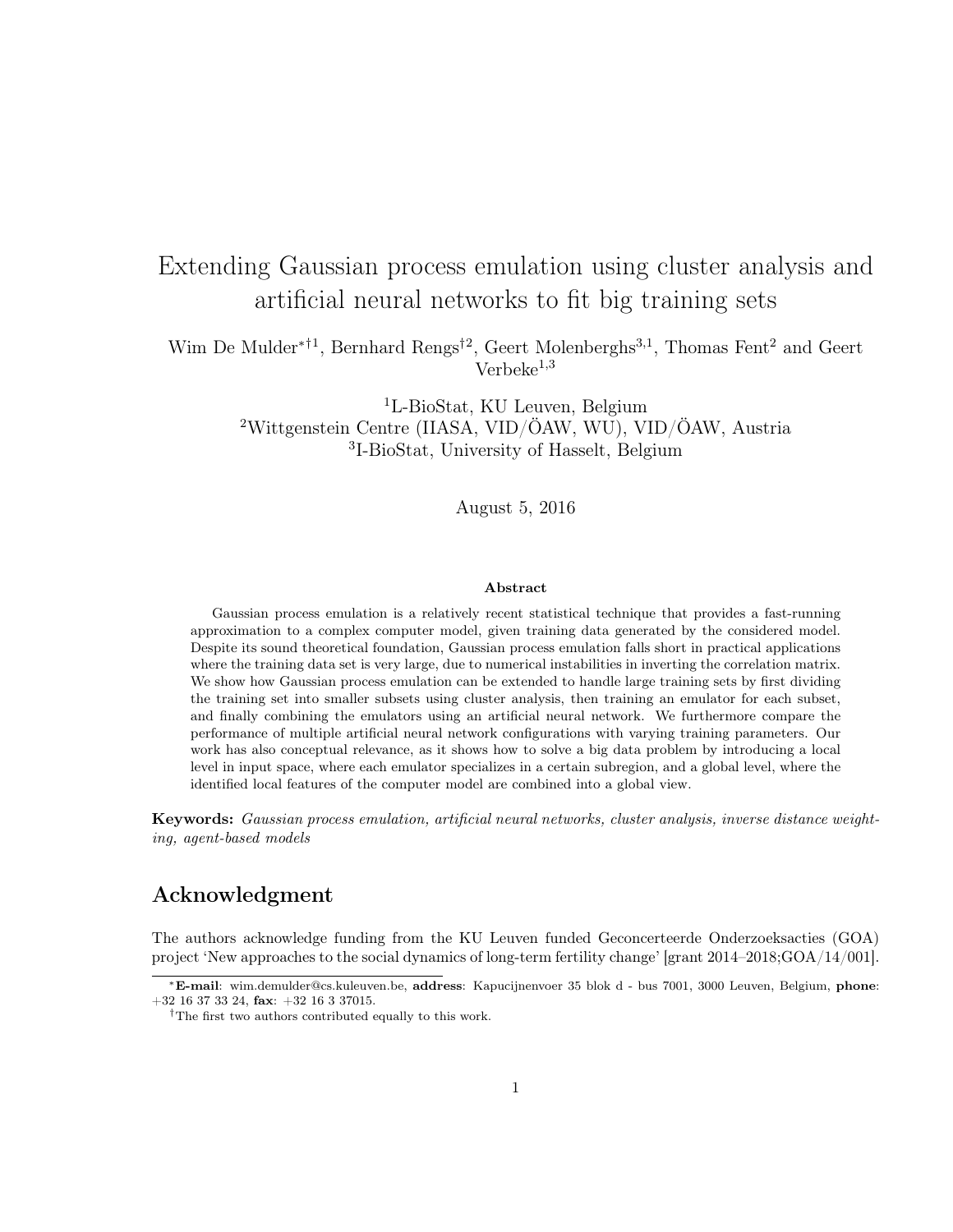# Extending Gaussian process emulation using cluster analysis and artificial neural networks to fit big training sets

Wim De Mulder[*†1], Bernhard Rengs[†2], Geert Molenberghs[3,1], Thomas Fent[2] and Geert Verbeke[1,3]

[1]L-BioStat, KU Leuven, Belgium
[2]Wittgenstein Centre (IIASA, VID/ÖAW, WU), VID/ÖAW, Austria
[3]I-BioStat, University of Hasselt, Belgium

August 5, 2016

### Abstract

Gaussian process emulation is a relatively recent statistical technique that provides a fast-running approximation to a complex computer model, given training data generated by the considered model. Despite its sound theoretical foundation, Gaussian process emulation falls short in practical applications where the training data set is very large, due to numerical instabilities in inverting the correlation matrix. We show how Gaussian process emulation can be extended to handle large training sets by first dividing the training set into smaller subsets using cluster analysis, then training an emulator for each subset, and finally combining the emulators using an artificial neural network. We furthermore compare the performance of multiple artificial neural network configurations with varying training parameters. Our work has also conceptual relevance, as it shows how to solve a big data problem by introducing a local level in input space, where each emulator specializes in a certain subregion, and a global level, where the identified local features of the computer model are combined into a global view.

**Keywords:** *Gaussian process emulation, artificial neural networks, cluster analysis, inverse distance weighting, agent-based models*

## Acknowledgment

The authors acknowledge funding from the KU Leuven funded Geconcerteerde Onderzoeksacties (GOA) project 'New approaches to the social dynamics of long-term fertility change' [grant 2014–2018;GOA/14/001].

[*] **E-mail**: wim.demulder@cs.kuleuven.be, **address**: Kapucijnenvoer 35 blok d - bus 7001, 3000 Leuven, Belgium, **phone**: +32 16 37 33 24, **fax**: +32 16 3 37015.

[†] The first two authors contributed equally to this work.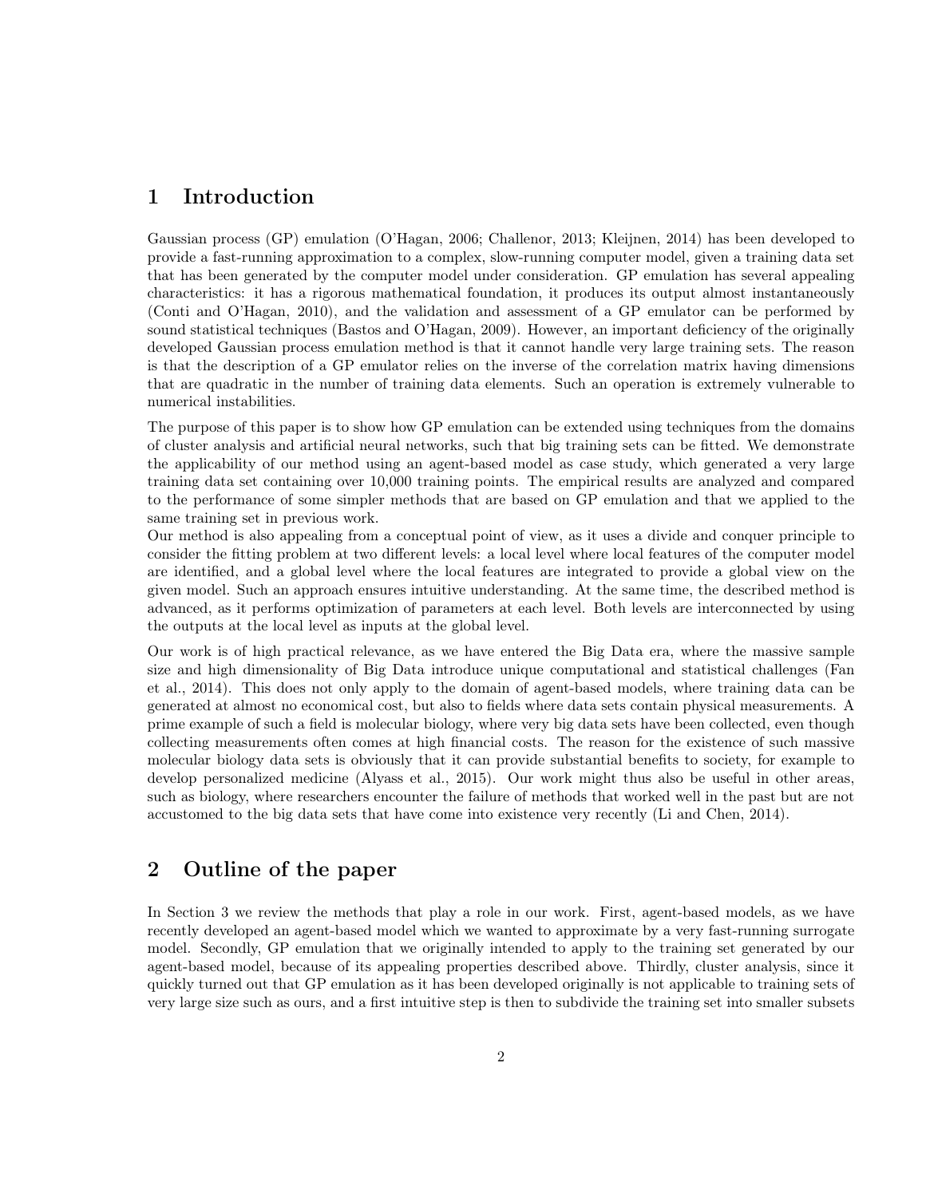# 1 Introduction

Gaussian process (GP) emulation (O'Hagan, 2006; Challenor, 2013; Kleijnen, 2014) has been developed to provide a fast-running approximation to a complex, slow-running computer model, given a training data set that has been generated by the computer model under consideration. GP emulation has several appealing characteristics: it has a rigorous mathematical foundation, it produces its output almost instantaneously (Conti and O'Hagan, 2010), and the validation and assessment of a GP emulator can be performed by sound statistical techniques (Bastos and O'Hagan, 2009). However, an important deficiency of the originally developed Gaussian process emulation method is that it cannot handle very large training sets. The reason is that the description of a GP emulator relies on the inverse of the correlation matrix having dimensions that are quadratic in the number of training data elements. Such an operation is extremely vulnerable to numerical instabilities.

The purpose of this paper is to show how GP emulation can be extended using techniques from the domains of cluster analysis and artificial neural networks, such that big training sets can be fitted. We demonstrate the applicability of our method using an agent-based model as case study, which generated a very large training data set containing over 10,000 training points. The empirical results are analyzed and compared to the performance of some simpler methods that are based on GP emulation and that we applied to the same training set in previous work.

Our method is also appealing from a conceptual point of view, as it uses a divide and conquer principle to consider the fitting problem at two different levels: a local level where local features of the computer model are identified, and a global level where the local features are integrated to provide a global view on the given model. Such an approach ensures intuitive understanding. At the same time, the described method is advanced, as it performs optimization of parameters at each level. Both levels are interconnected by using the outputs at the local level as inputs at the global level.

Our work is of high practical relevance, as we have entered the Big Data era, where the massive sample size and high dimensionality of Big Data introduce unique computational and statistical challenges (Fan et al., 2014). This does not only apply to the domain of agent-based models, where training data can be generated at almost no economical cost, but also to fields where data sets contain physical measurements. A prime example of such a field is molecular biology, where very big data sets have been collected, even though collecting measurements often comes at high financial costs. The reason for the existence of such massive molecular biology data sets is obviously that it can provide substantial benefits to society, for example to develop personalized medicine (Alyass et al., 2015). Our work might thus also be useful in other areas, such as biology, where researchers encounter the failure of methods that worked well in the past but are not accustomed to the big data sets that have come into existence very recently (Li and Chen, 2014).

# 2 Outline of the paper

In Section 3 we review the methods that play a role in our work. First, agent-based models, as we have recently developed an agent-based model which we wanted to approximate by a very fast-running surrogate model. Secondly, GP emulation that we originally intended to apply to the training set generated by our agent-based model, because of its appealing properties described above. Thirdly, cluster analysis, since it quickly turned out that GP emulation as it has been developed originally is not applicable to training sets of very large size such as ours, and a first intuitive step is then to subdivide the training set into smaller subsets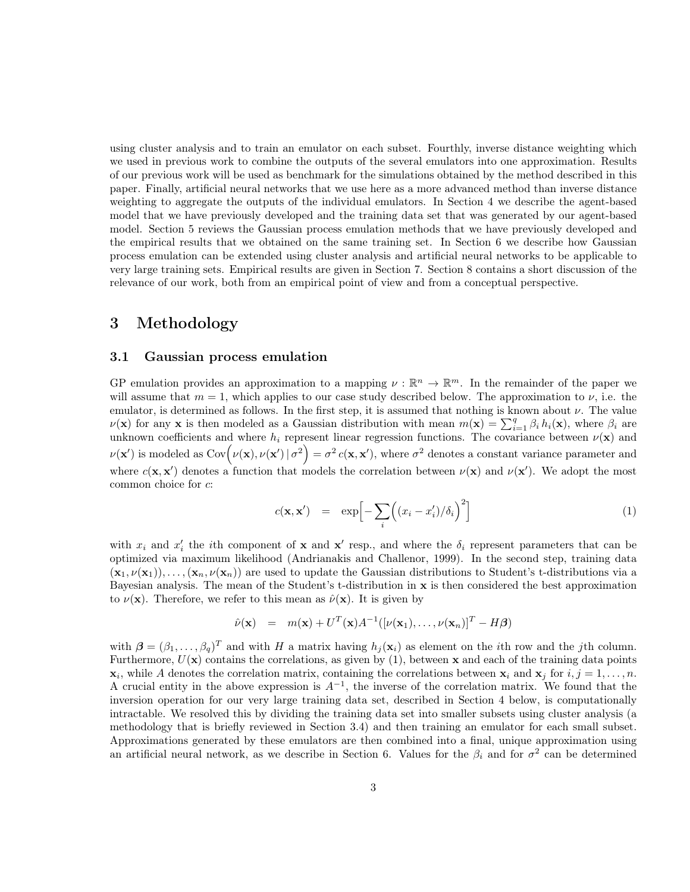using cluster analysis and to train an emulator on each subset. Fourthly, inverse distance weighting which we used in previous work to combine the outputs of the several emulators into one approximation. Results of our previous work will be used as benchmark for the simulations obtained by the method described in this paper. Finally, artificial neural networks that we use here as a more advanced method than inverse distance weighting to aggregate the outputs of the individual emulators. In Section 4 we describe the agent-based model that we have previously developed and the training data set that was generated by our agent-based model. Section 5 reviews the Gaussian process emulation methods that we have previously developed and the empirical results that we obtained on the same training set. In Section 6 we describe how Gaussian process emulation can be extended using cluster analysis and artificial neural networks to be applicable to very large training sets. Empirical results are given in Section 7. Section 8 contains a short discussion of the relevance of our work, both from an empirical point of view and from a conceptual perspective.

# 3 Methodology

## 3.1 Gaussian process emulation

GP emulation provides an approximation to a mapping $\nu : \mathbb{R}^n \rightarrow \mathbb{R}^m$. In the remainder of the paper we will assume that $m = 1$, which applies to our case study described below. The approximation to $\nu$, i.e. the emulator, is determined as follows. In the first step, it is assumed that nothing is known about $\nu$. The value $\nu(\mathbf{x})$ for any $\mathbf{x}$ is then modeled as a Gaussian distribution with mean $m(\mathbf{x}) = \sum_{i=1}^{q} \beta_i \, h_i(\mathbf{x})$, where $\beta_i$ are unknown coefficients and where $h_i$ represent linear regression functions. The covariance between $\nu(\mathbf{x})$ and $\nu(\mathbf{x}')$ is modeled as $\mathrm{Cov}\Big(\nu(\mathbf{x}), \nu(\mathbf{x}') \,|\, \sigma^2\Big) = \sigma^2 \, c(\mathbf{x}, \mathbf{x}')$, where $\sigma^2$ denotes a constant variance parameter and where $c(\mathbf{x}, \mathbf{x}')$ denotes a function that models the correlation between $\nu(\mathbf{x})$ and $\nu(\mathbf{x}')$. We adopt the most common choice for $c$:

$$c(\mathbf{x}, \mathbf{x}') \quad = \quad \exp\Big[-\sum_i \Big((x_i - x_i')/\delta_i\Big)^2\Big] \tag{1}$$

with $x_i$ and $x_i'$ the $i$th component of $\mathbf{x}$ and $\mathbf{x}'$ resp., and where the $\delta_i$ represent parameters that can be optimized via maximum likelihood (Andrianakis and Challenor, 1999). In the second step, training data $(\mathbf{x}_1, \nu(\mathbf{x}_1)), \ldots, (\mathbf{x}_n, \nu(\mathbf{x}_n))$ are used to update the Gaussian distributions to Student's t-distributions via a Bayesian analysis. The mean of the Student's t-distribution in $\mathbf{x}$ is then considered the best approximation to $\nu(\mathbf{x})$. Therefore, we refer to this mean as $\hat{\nu}(\mathbf{x})$. It is given by

$$\hat{\nu}(\mathbf{x}) \quad = \quad m(\mathbf{x}) + U^T(\mathbf{x}) A^{-1}([\nu(\mathbf{x}_1), \ldots, \nu(\mathbf{x}_n)]^T - H\boldsymbol{\beta})$$

with $\boldsymbol{\beta} = (\beta_1, \ldots, \beta_q)^T$ and with $H$ a matrix having $h_j(\mathbf{x}_i)$ as element on the $i$th row and the $j$th column. Furthermore, $U(\mathbf{x})$ contains the correlations, as given by (1), between $\mathbf{x}$ and each of the training data points $\mathbf{x}_i$, while $A$ denotes the correlation matrix, containing the correlations between $\mathbf{x}_i$ and $\mathbf{x}_j$ for $i, j = 1, \ldots, n$. A crucial entity in the above expression is $A^{-1}$, the inverse of the correlation matrix. We found that the inversion operation for our very large training data set, described in Section 4 below, is computationally intractable. We resolved this by dividing the training data set into smaller subsets using cluster analysis (a methodology that is briefly reviewed in Section 3.4) and then training an emulator for each small subset. Approximations generated by these emulators are then combined into a final, unique approximation using an artificial neural network, as we describe in Section 6. Values for the $\beta_i$ and for $\sigma^2$ can be determined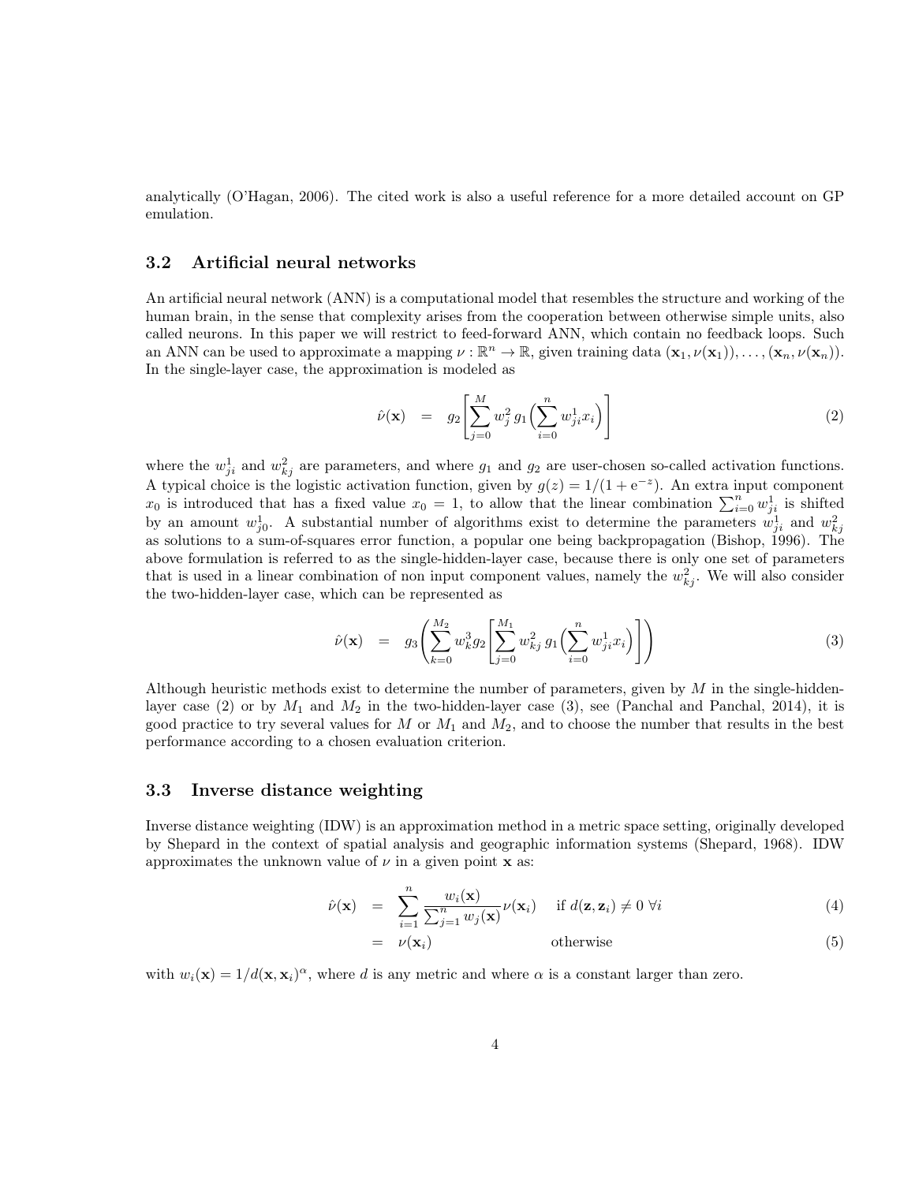analytically (O'Hagan, 2006). The cited work is also a useful reference for a more detailed account on GP emulation.

### 3.2 Artificial neural networks

An artificial neural network (ANN) is a computational model that resembles the structure and working of the human brain, in the sense that complexity arises from the cooperation between otherwise simple units, also called neurons. In this paper we will restrict to feed-forward ANN, which contain no feedback loops. Such an ANN can be used to approximate a mapping $\nu : \mathbb{R}^n \to \mathbb{R}$, given training data $(\mathbf{x}_1, \nu(\mathbf{x}_1)), \ldots, (\mathbf{x}_n, \nu(\mathbf{x}_n))$. In the single-layer case, the approximation is modeled as

$$\hat{\nu}(\mathbf{x}) \quad = \quad g_2\Bigg[\sum_{j=0}^{M} w_j^2\, g_1\Big(\sum_{i=0}^{n} w_{ji}^1 x_i\Big)\Bigg] \tag{2}$$

where the $w_{ji}^1$ and $w_{kj}^2$ are parameters, and where $g_1$ and $g_2$ are user-chosen so-called activation functions. A typical choice is the logistic activation function, given by $g(z) = 1/(1 + \mathrm{e}^{-z})$. An extra input component $x_0$ is introduced that has a fixed value $x_0 = 1$, to allow that the linear combination $\sum_{i=0}^{n} w_{ji}^1$ is shifted by an amount $w_{j0}^1$. A substantial number of algorithms exist to determine the parameters $w_{ji}^1$ and $w_{kj}^2$ as solutions to a sum-of-squares error function, a popular one being backpropagation (Bishop, 1996). The above formulation is referred to as the single-hidden-layer case, because there is only one set of parameters that is used in a linear combination of non input component values, namely the $w_{kj}^2$. We will also consider the two-hidden-layer case, which can be represented as

$$\hat{\nu}(\mathbf{x}) \quad = \quad g_3\Bigg(\sum_{k=0}^{M_2} w_k^3 g_2\Bigg[\sum_{j=0}^{M_1} w_{kj}^2\, g_1\Big(\sum_{i=0}^{n} w_{ji}^1 x_i\Big)\Bigg]\Bigg) \tag{3}$$

Although heuristic methods exist to determine the number of parameters, given by $M$ in the single-hidden-layer case (2) or by $M_1$ and $M_2$ in the two-hidden-layer case (3), see (Panchal and Panchal, 2014), it is good practice to try several values for $M$ or $M_1$ and $M_2$, and to choose the number that results in the best performance according to a chosen evaluation criterion.

### 3.3 Inverse distance weighting

Inverse distance weighting (IDW) is an approximation method in a metric space setting, originally developed by Shepard in the context of spatial analysis and geographic information systems (Shepard, 1968). IDW approximates the unknown value of $\nu$ in a given point $\mathbf{x}$ as:

$$\hat{\nu}(\mathbf{x}) \quad = \quad \sum_{i=1}^{n} \frac{w_i(\mathbf{x})}{\sum_{j=1}^{n} w_j(\mathbf{x})} \nu(\mathbf{x}_i) \quad \text{if } d(\mathbf{z}, \mathbf{z}_i) \neq 0 \ \forall i \tag{4}$$

$$\quad = \quad \nu(\mathbf{x}_i) \qquad \text{otherwise} \tag{5}$$

with $w_i(\mathbf{x}) = 1/d(\mathbf{x}, \mathbf{x}_i)^{\alpha}$, where $d$ is any metric and where $\alpha$ is a constant larger than zero.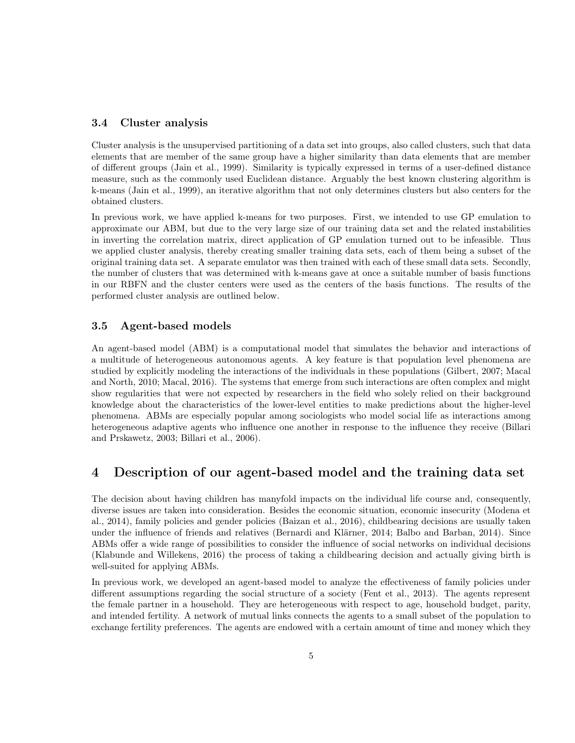### 3.4 Cluster analysis

Cluster analysis is the unsupervised partitioning of a data set into groups, also called clusters, such that data elements that are member of the same group have a higher similarity than data elements that are member of different groups (Jain et al., 1999). Similarity is typically expressed in terms of a user-defined distance measure, such as the commonly used Euclidean distance. Arguably the best known clustering algorithm is k-means (Jain et al., 1999), an iterative algorithm that not only determines clusters but also centers for the obtained clusters.

In previous work, we have applied k-means for two purposes. First, we intended to use GP emulation to approximate our ABM, but due to the very large size of our training data set and the related instabilities in inverting the correlation matrix, direct application of GP emulation turned out to be infeasible. Thus we applied cluster analysis, thereby creating smaller training data sets, each of them being a subset of the original training data set. A separate emulator was then trained with each of these small data sets. Secondly, the number of clusters that was determined with k-means gave at once a suitable number of basis functions in our RBFN and the cluster centers were used as the centers of the basis functions. The results of the performed cluster analysis are outlined below.

### 3.5 Agent-based models

An agent-based model (ABM) is a computational model that simulates the behavior and interactions of a multitude of heterogeneous autonomous agents. A key feature is that population level phenomena are studied by explicitly modeling the interactions of the individuals in these populations (Gilbert, 2007; Macal and North, 2010; Macal, 2016). The systems that emerge from such interactions are often complex and might show regularities that were not expected by researchers in the field who solely relied on their background knowledge about the characteristics of the lower-level entities to make predictions about the higher-level phenomena. ABMs are especially popular among sociologists who model social life as interactions among heterogeneous adaptive agents who influence one another in response to the influence they receive (Billari and Prskawetz, 2003; Billari et al., 2006).

## 4 Description of our agent-based model and the training data set

The decision about having children has manyfold impacts on the individual life course and, consequently, diverse issues are taken into consideration. Besides the economic situation, economic insecurity (Modena et al., 2014), family policies and gender policies (Baizan et al., 2016), childbearing decisions are usually taken under the influence of friends and relatives (Bernardi and Klärner, 2014; Balbo and Barban, 2014). Since ABMs offer a wide range of possibilities to consider the influence of social networks on individual decisions (Klabunde and Willekens, 2016) the process of taking a childbearing decision and actually giving birth is well-suited for applying ABMs.

In previous work, we developed an agent-based model to analyze the effectiveness of family policies under different assumptions regarding the social structure of a society (Fent et al., 2013). The agents represent the female partner in a household. They are heterogeneous with respect to age, household budget, parity, and intended fertility. A network of mutual links connects the agents to a small subset of the population to exchange fertility preferences. The agents are endowed with a certain amount of time and money which they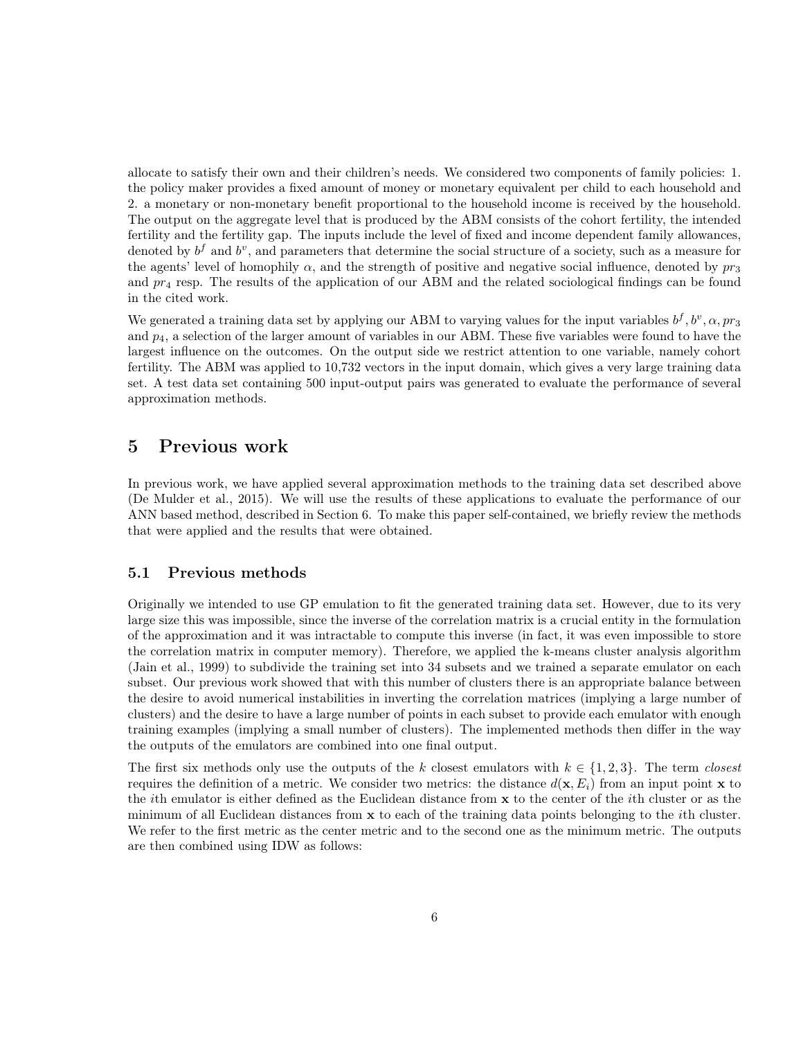allocate to satisfy their own and their children's needs. We considered two components of family policies: 1. the policy maker provides a fixed amount of money or monetary equivalent per child to each household and 2. a monetary or non-monetary benefit proportional to the household income is received by the household. The output on the aggregate level that is produced by the ABM consists of the cohort fertility, the intended fertility and the fertility gap. The inputs include the level of fixed and income dependent family allowances, denoted by $b^f$ and $b^v$, and parameters that determine the social structure of a society, such as a measure for the agents' level of homophily $\alpha$, and the strength of positive and negative social influence, denoted by $pr_3$ and $pr_4$ resp. The results of the application of our ABM and the related sociological findings can be found in the cited work.

We generated a training data set by applying our ABM to varying values for the input variables $b^f, b^v, \alpha, pr_3$ and $p_4$, a selection of the larger amount of variables in our ABM. These five variables were found to have the largest influence on the outcomes. On the output side we restrict attention to one variable, namely cohort fertility. The ABM was applied to 10,732 vectors in the input domain, which gives a very large training data set. A test data set containing 500 input-output pairs was generated to evaluate the performance of several approximation methods.

# 5 Previous work

In previous work, we have applied several approximation methods to the training data set described above (De Mulder et al., 2015). We will use the results of these applications to evaluate the performance of our ANN based method, described in Section 6. To make this paper self-contained, we briefly review the methods that were applied and the results that were obtained.

## 5.1 Previous methods

Originally we intended to use GP emulation to fit the generated training data set. However, due to its very large size this was impossible, since the inverse of the correlation matrix is a crucial entity in the formulation of the approximation and it was intractable to compute this inverse (in fact, it was even impossible to store the correlation matrix in computer memory). Therefore, we applied the k-means cluster analysis algorithm (Jain et al., 1999) to subdivide the training set into 34 subsets and we trained a separate emulator on each subset. Our previous work showed that with this number of clusters there is an appropriate balance between the desire to avoid numerical instabilities in inverting the correlation matrices (implying a large number of clusters) and the desire to have a large number of points in each subset to provide each emulator with enough training examples (implying a small number of clusters). The implemented methods then differ in the way the outputs of the emulators are combined into one final output.

The first six methods only use the outputs of the $k$ closest emulators with $k \in \{1, 2, 3\}$. The term *closest* requires the definition of a metric. We consider two metrics: the distance $d(\mathbf{x}, E_i)$ from an input point $\mathbf{x}$ to the $i$th emulator is either defined as the Euclidean distance from $\mathbf{x}$ to the center of the $i$th cluster or as the minimum of all Euclidean distances from $\mathbf{x}$ to each of the training data points belonging to the $i$th cluster. We refer to the first metric as the center metric and to the second one as the minimum metric. The outputs are then combined using IDW as follows: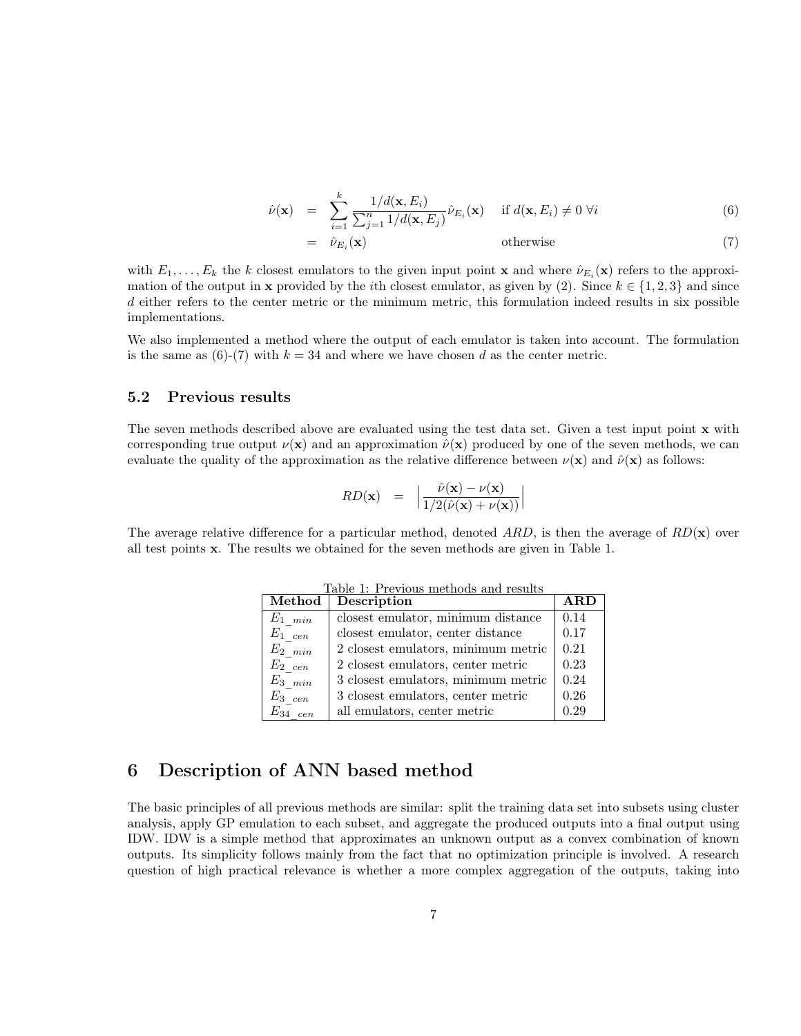$$
\begin{aligned}
\hat{\nu}(\mathbf{x}) &= \sum_{i=1}^{k} \frac{1/d(\mathbf{x}, E_i)}{\sum_{j=1}^{n} 1/d(\mathbf{x}, E_j)} \hat{\nu}_{E_i}(\mathbf{x}) \quad \text{if } d(\mathbf{x}, E_i) \neq 0 \ \forall i &\quad (6)\\
&= \hat{\nu}_{E_i}(\mathbf{x}) \quad \text{otherwise} &\quad (7)
\end{aligned}
$$

with $E_1, \ldots, E_k$ the $k$ closest emulators to the given input point $\mathbf{x}$ and where $\hat{\nu}_{E_i}(\mathbf{x})$ refers to the approximation of the output in $\mathbf{x}$ provided by the $i$th closest emulator, as given by (2). Since $k \in \{1, 2, 3\}$ and since $d$ either refers to the center metric or the minimum metric, this formulation indeed results in six possible implementations.

We also implemented a method where the output of each emulator is taken into account. The formulation is the same as (6)-(7) with $k = 34$ and where we have chosen $d$ as the center metric.

### 5.2 Previous results

The seven methods described above are evaluated using the test data set. Given a test input point $\mathbf{x}$ with corresponding true output $\nu(\mathbf{x})$ and an approximation $\hat{\nu}(\mathbf{x})$ produced by one of the seven methods, we can evaluate the quality of the approximation as the relative difference between $\nu(\mathbf{x})$ and $\hat{\nu}(\mathbf{x})$ as follows:

$$
RD(\mathbf{x}) = \left| \frac{\hat{\nu}(\mathbf{x}) - \nu(\mathbf{x})}{1/2(\hat{\nu}(\mathbf{x}) + \nu(\mathbf{x}))} \right|
$$

The average relative difference for a particular method, denoted $ARD$, is then the average of $RD(\mathbf{x})$ over all test points $\mathbf{x}$. The results we obtained for the seven methods are given in Table 1.

Table 1: Previous methods and results

| **Method** | **Description** | **ARD** |
|---|---|---|
| $E_{1\_min}$ | closest emulator, minimum distance | 0.14 |
| $E_{1\_cen}$ | closest emulator, center distance | 0.17 |
| $E_{2\_min}$ | 2 closest emulators, minimum metric | 0.21 |
| $E_{2\_cen}$ | 2 closest emulators, center metric | 0.23 |
| $E_{3\_min}$ | 3 closest emulators, minimum metric | 0.24 |
| $E_{3\_cen}$ | 3 closest emulators, center metric | 0.26 |
| $E_{34\_cen}$ | all emulators, center metric | 0.29 |

## 6 Description of ANN based method

The basic principles of all previous methods are similar: split the training data set into subsets using cluster analysis, apply GP emulation to each subset, and aggregate the produced outputs into a final output using IDW. IDW is a simple method that approximates an unknown output as a convex combination of known outputs. Its simplicity follows mainly from the fact that no optimization principle is involved. A research question of high practical relevance is whether a more complex aggregation of the outputs, taking into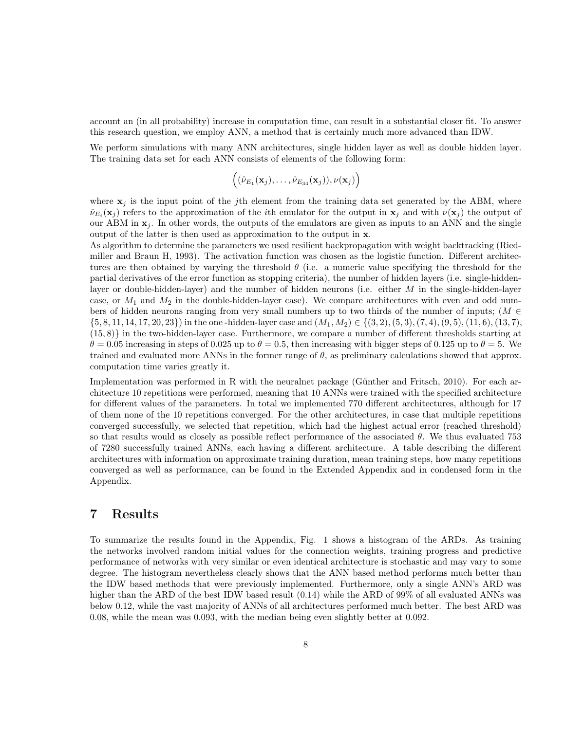account an (in all probability) increase in computation time, can result in a substantial closer fit. To answer this research question, we employ ANN, a method that is certainly much more advanced than IDW.

We perform simulations with many ANN architectures, single hidden layer as well as double hidden layer. The training data set for each ANN consists of elements of the following form:

$$\Big((\hat{\nu}_{E_1}(\mathbf{x}_j), \ldots, \hat{\nu}_{E_{34}}(\mathbf{x}_j)), \nu(\mathbf{x}_j)\Big)$$

where $\mathbf{x}_j$ is the input point of the $j$th element from the training data set generated by the ABM, where $\hat{\nu}_{E_i}(\mathbf{x}_j)$ refers to the approximation of the $i$th emulator for the output in $\mathbf{x}_j$ and with $\nu(\mathbf{x}_j)$ the output of our ABM in $\mathbf{x}_j$. In other words, the outputs of the emulators are given as inputs to an ANN and the single output of the latter is then used as approximation to the output in $\mathbf{x}$.
As algorithm to determine the parameters we used resilient backpropagation with weight backtracking (Riedmiller and Braun H, 1993). The activation function was chosen as the logistic function. Different architectures are then obtained by varying the threshold $\theta$ (i.e. a numeric value specifying the threshold for the partial derivatives of the error function as stopping criteria), the number of hidden layers (i.e. single-hidden-layer or double-hidden-layer) and the number of hidden neurons (i.e. either $M$ in the single-hidden-layer case, or $M_1$ and $M_2$ in the double-hidden-layer case). We compare architectures with even and odd numbers of hidden neurons ranging from very small numbers up to two thirds of the number of inputs; ($M \in \{5, 8, 11, 14, 17, 20, 23\}$) in the one -hidden-layer case and $(M_1, M_2) \in \{(3, 2), (5, 3), (7, 4), (9, 5), (11, 6), (13, 7), (15, 8)\}$ in the two-hidden-layer case. Furthermore, we compare a number of different thresholds starting at $\theta = 0.05$ increasing in steps of 0.025 up to $\theta = 0.5$, then increasing with bigger steps of 0.125 up to $\theta = 5$. We trained and evaluated more ANNs in the former range of $\theta$, as preliminary calculations showed that approx. computation time varies greatly it.

Implementation was performed in R with the neuralnet package (Günther and Fritsch, 2010). For each architecture 10 repetitions were performed, meaning that 10 ANNs were trained with the specified architecture for different values of the parameters. In total we implemented 770 different architectures, although for 17 of them none of the 10 repetitions converged. For the other architectures, in case that multiple repetitions converged successfully, we selected that repetition, which had the highest actual error (reached threshold) so that results would as closely as possible reflect performance of the associated $\theta$. We thus evaluated 753 of 7280 successfully trained ANNs, each having a different architecture. A table describing the different architectures with information on approximate training duration, mean training steps, how many repetitions converged as well as performance, can be found in the Extended Appendix and in condensed form in the Appendix.

# 7 Results

To summarize the results found in the Appendix, Fig. 1 shows a histogram of the ARDs. As training the networks involved random initial values for the connection weights, training progress and predictive performance of networks with very similar or even identical architecture is stochastic and may vary to some degree. The histogram nevertheless clearly shows that the ANN based method performs much better than the IDW based methods that were previously implemented. Furthermore, only a single ANN's ARD was higher than the ARD of the best IDW based result (0.14) while the ARD of 99% of all evaluated ANNs was below 0.12, while the vast majority of ANNs of all architectures performed much better. The best ARD was 0.08, while the mean was 0.093, with the median being even slightly better at 0.092.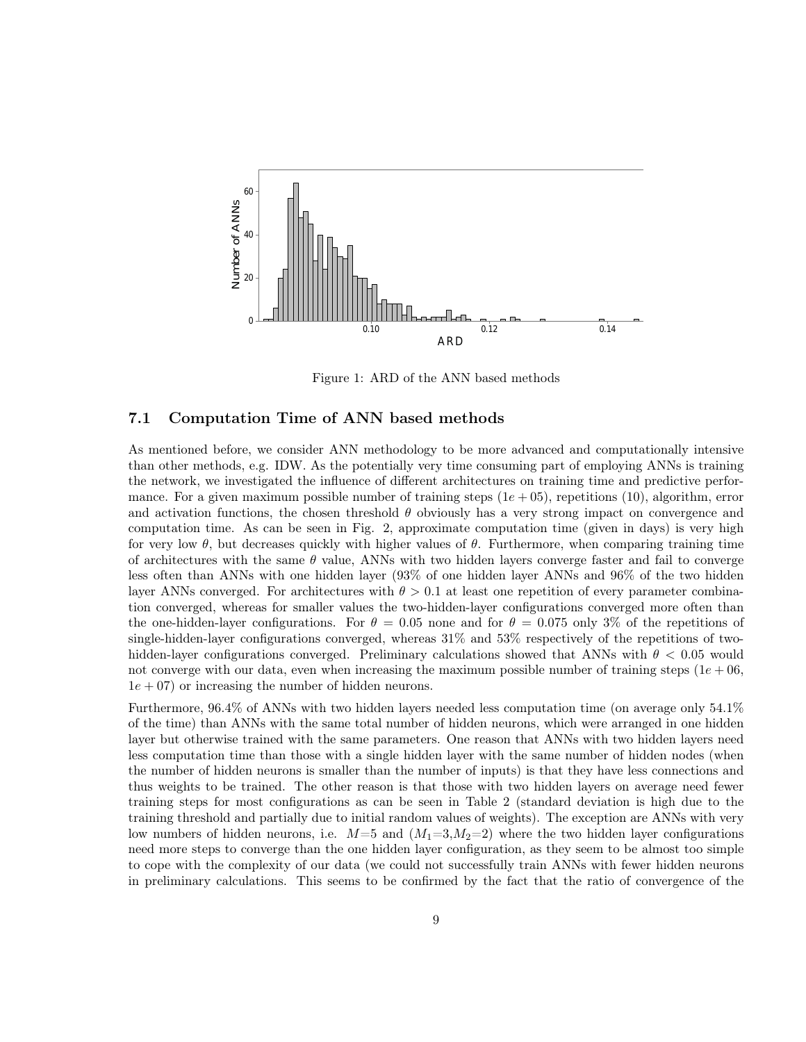Figure 1: ARD of the ANN based methods

### 7.1 Computation Time of ANN based methods

As mentioned before, we consider ANN methodology to be more advanced and computationally intensive than other methods, e.g. IDW. As the potentially very time consuming part of employing ANNs is training the network, we investigated the influence of different architectures on training time and predictive performance. For a given maximum possible number of training steps ($1e+05$), repetitions (10), algorithm, error and activation functions, the chosen threshold $\theta$ obviously has a very strong impact on convergence and computation time. As can be seen in Fig. 2, approximate computation time (given in days) is very high for very low $\theta$, but decreases quickly with higher values of $\theta$. Furthermore, when comparing training time of architectures with the same $\theta$ value, ANNs with two hidden layers converge faster and fail to converge less often than ANNs with one hidden layer (93% of one hidden layer ANNs and 96% of the two hidden layer ANNs converged. For architectures with $\theta > 0.1$ at least one repetition of every parameter combination converged, whereas for smaller values the two-hidden-layer configurations converged more often than the one-hidden-layer configurations. For $\theta = 0.05$ none and for $\theta = 0.075$ only 3% of the repetitions of single-hidden-layer configurations converged, whereas 31% and 53% respectively of the repetitions of two-hidden-layer configurations converged. Preliminary calculations showed that ANNs with $\theta < 0.05$ would not converge with our data, even when increasing the maximum possible number of training steps ($1e+06$, $1e+07$) or increasing the number of hidden neurons.

Furthermore, 96.4% of ANNs with two hidden layers needed less computation time (on average only 54.1% of the time) than ANNs with the same total number of hidden neurons, which were arranged in one hidden layer but otherwise trained with the same parameters. One reason that ANNs with two hidden layers need less computation time than those with a single hidden layer with the same number of hidden nodes (when the number of hidden neurons is smaller than the number of inputs) is that they have less connections and thus weights to be trained. The other reason is that those with two hidden layers on average need fewer training steps for most configurations as can be seen in Table 2 (standard deviation is high due to the training threshold and partially due to initial random values of weights). The exception are ANNs with very low numbers of hidden neurons, i.e. $M$=5 and ($M_1$=3,$M_2$=2) where the two hidden layer configurations need more steps to converge than the one hidden layer configuration, as they seem to be almost too simple to cope with the complexity of our data (we could not successfully train ANNs with fewer hidden neurons in preliminary calculations. This seems to be confirmed by the fact that the ratio of convergence of the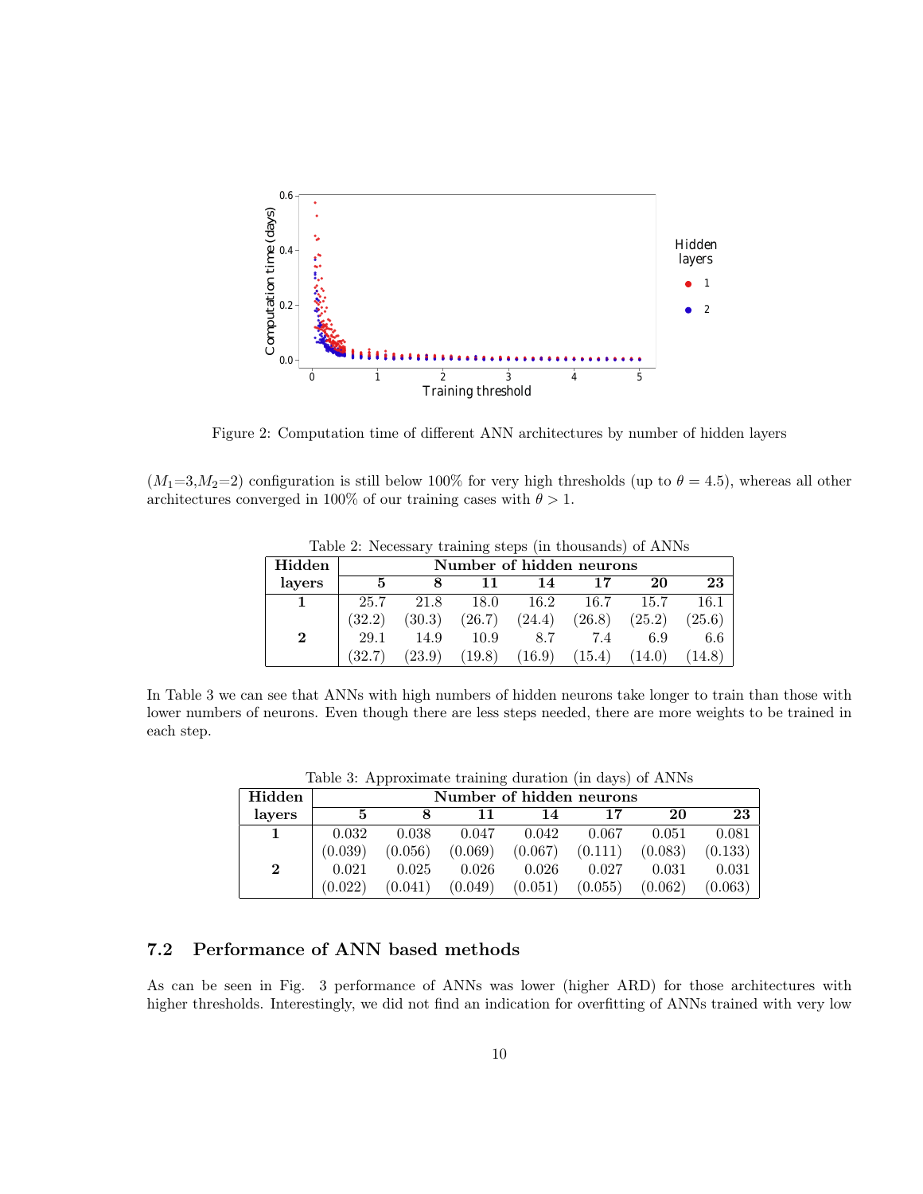Figure 2: Computation time of different ANN architectures by number of hidden layers

($M_1$=3,$M_2$=2) configuration is still below 100% for very high thresholds (up to $\theta = 4.5$), whereas all other architectures converged in 100% of our training cases with $\theta > 1$.

Table 2: Necessary training steps (in thousands) of ANNs

| **Hidden layers** | **Number of hidden neurons** | | | | | | |
|---|---|---|---|---|---|---|---|
| | **5** | **8** | **11** | **14** | **17** | **20** | **23** |
| **1** | 25.7 | 21.8 | 18.0 | 16.2 | 16.7 | 15.7 | 16.1 |
| | (32.2) | (30.3) | (26.7) | (24.4) | (26.8) | (25.2) | (25.6) |
| **2** | 29.1 | 14.9 | 10.9 | 8.7 | 7.4 | 6.9 | 6.6 |
| | (32.7) | (23.9) | (19.8) | (16.9) | (15.4) | (14.0) | (14.8) |

In Table 3 we can see that ANNs with high numbers of hidden neurons take longer to train than those with lower numbers of neurons. Even though there are less steps needed, there are more weights to be trained in each step.

Table 3: Approximate training duration (in days) of ANNs

| **Hidden layers** | **Number of hidden neurons** | | | | | | |
|---|---|---|---|---|---|---|---|
| | **5** | **8** | **11** | **14** | **17** | **20** | **23** |
| **1** | 0.032 | 0.038 | 0.047 | 0.042 | 0.067 | 0.051 | 0.081 |
| | (0.039) | (0.056) | (0.069) | (0.067) | (0.111) | (0.083) | (0.133) |
| **2** | 0.021 | 0.025 | 0.026 | 0.026 | 0.027 | 0.031 | 0.031 |
| | (0.022) | (0.041) | (0.049) | (0.051) | (0.055) | (0.062) | (0.063) |

### 7.2 Performance of ANN based methods

As can be seen in Fig. 3 performance of ANNs was lower (higher ARD) for those architectures with higher thresholds. Interestingly, we did not find an indication for overfitting of ANNs trained with very low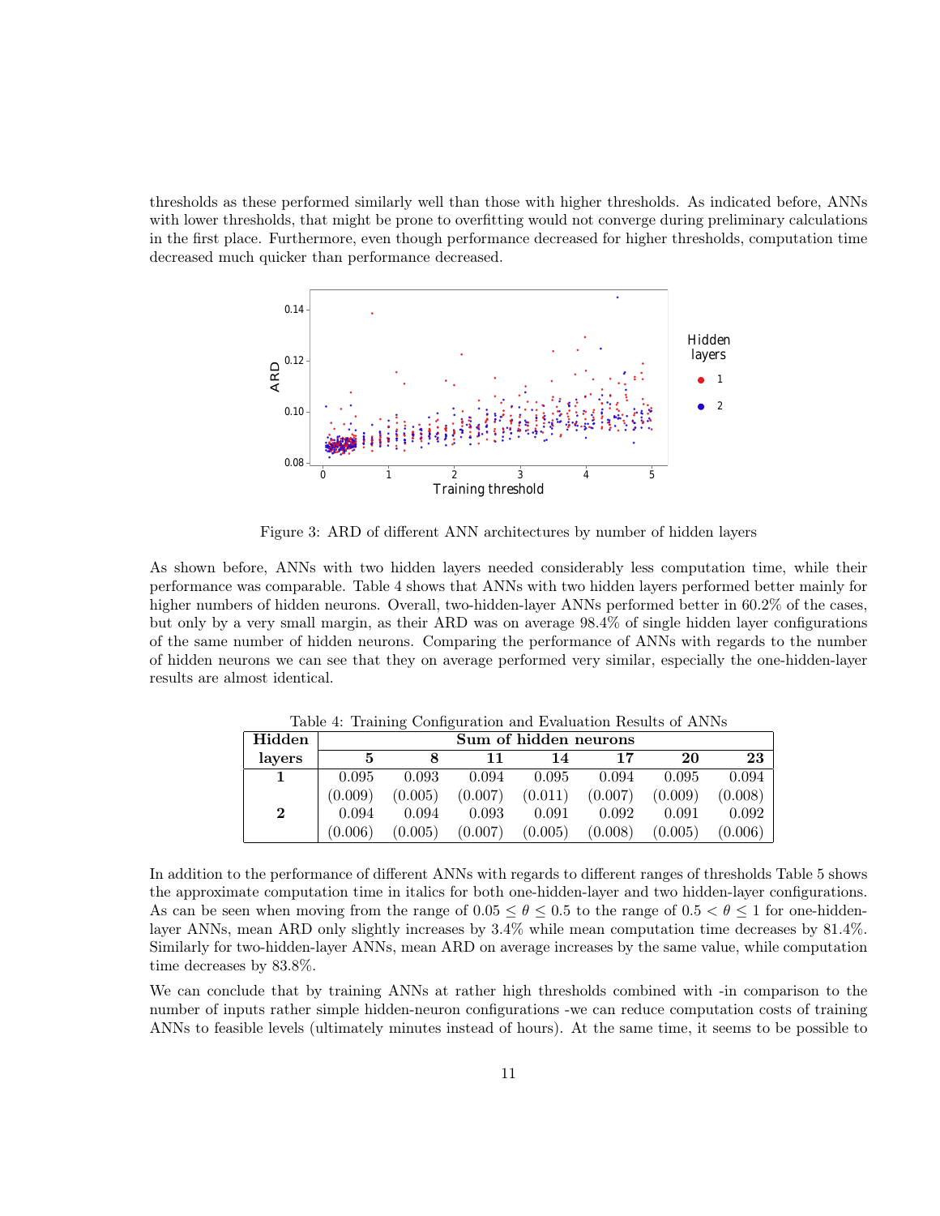thresholds as these performed similarly well than those with higher thresholds. As indicated before, ANNs with lower thresholds, that might be prone to overfitting would not converge during preliminary calculations in the first place. Furthermore, even though performance decreased for higher thresholds, computation time decreased much quicker than performance decreased.

Figure 3: ARD of different ANN architectures by number of hidden layers

As shown before, ANNs with two hidden layers needed considerably less computation time, while their performance was comparable. Table 4 shows that ANNs with two hidden layers performed better mainly for higher numbers of hidden neurons. Overall, two-hidden-layer ANNs performed better in 60.2% of the cases, but only by a very small margin, as their ARD was on average 98.4% of single hidden layer configurations of the same number of hidden neurons. Comparing the performance of ANNs with regards to the number of hidden neurons we can see that they on average performed very similar, especially the one-hidden-layer results are almost identical.

Table 4: Training Configuration and Evaluation Results of ANNs

| **Hidden** | **Sum of hidden neurons** | | | | | | |
|---|---|---|---|---|---|---|---|
| **layers** | **5** | **8** | **11** | **14** | **17** | **20** | **23** |
| **1** | 0.095 | 0.093 | 0.094 | 0.095 | 0.094 | 0.095 | 0.094 |
| | (0.009) | (0.005) | (0.007) | (0.011) | (0.007) | (0.009) | (0.008) |
| **2** | 0.094 | 0.094 | 0.093 | 0.091 | 0.092 | 0.091 | 0.092 |
| | (0.006) | (0.005) | (0.007) | (0.005) | (0.008) | (0.005) | (0.006) |

In addition to the performance of different ANNs with regards to different ranges of thresholds Table 5 shows the approximate computation time in italics for both one-hidden-layer and two hidden-layer configurations. As can be seen when moving from the range of $0.05 \leq \theta \leq 0.5$ to the range of $0.5 < \theta \leq 1$ for one-hidden-layer ANNs, mean ARD only slightly increases by 3.4% while mean computation time decreases by 81.4%. Similarly for two-hidden-layer ANNs, mean ARD on average increases by the same value, while computation time decreases by 83.8%.

We can conclude that by training ANNs at rather high thresholds combined with -in comparison to the number of inputs rather simple hidden-neuron configurations -we can reduce computation costs of training ANNs to feasible levels (ultimately minutes instead of hours). At the same time, it seems to be possible to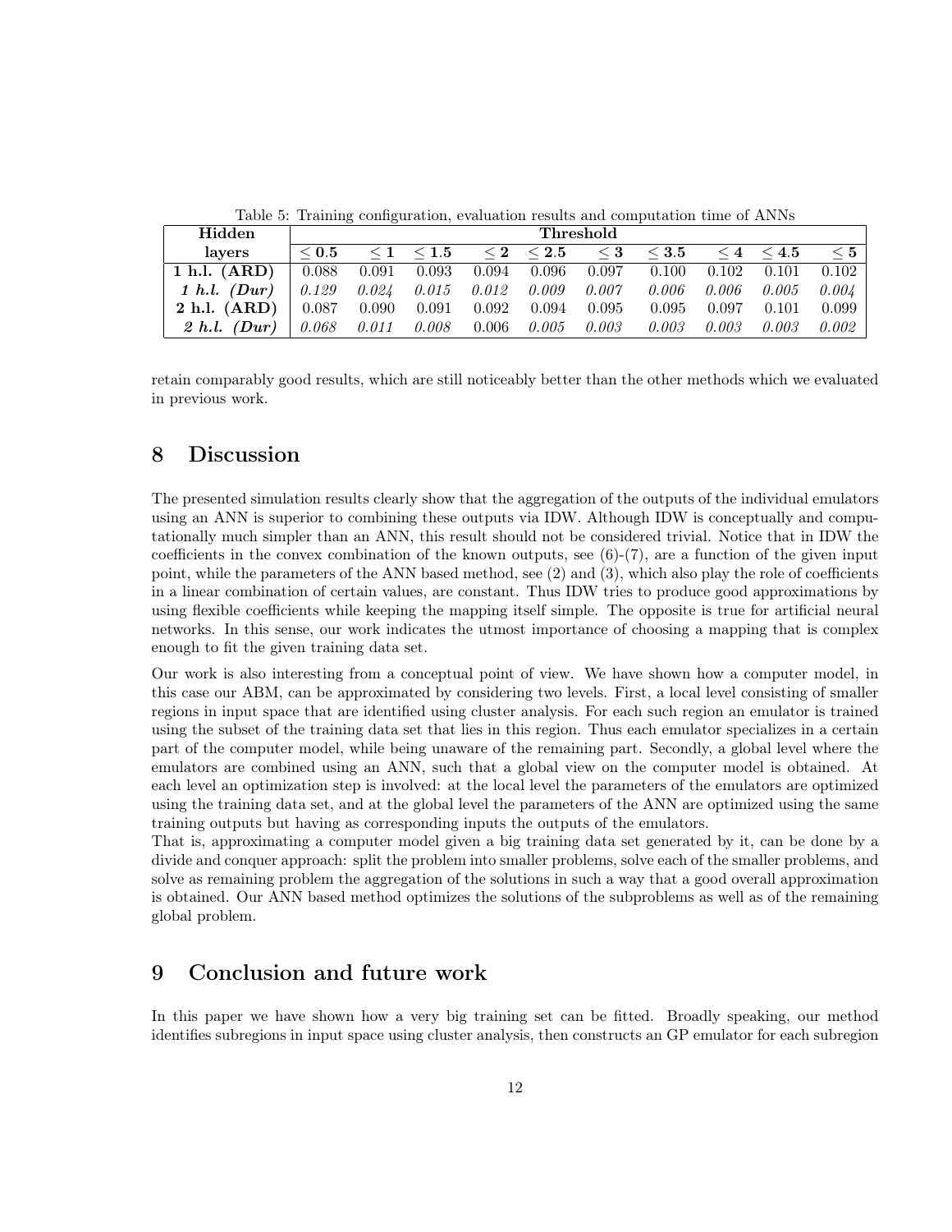Table 5: Training configuration, evaluation results and computation time of ANNs

| **Hidden layers** | **Threshold** | | | | | | | | | |
|---|---|---|---|---|---|---|---|---|---|---|
| | $\leq$ **0.5** | $\leq$ **1** | $\leq$ **1.5** | $\leq$ **2** | $\leq$ **2.5** | $\leq$ **3** | $\leq$ **3.5** | $\leq$ **4** | $\leq$ **4.5** | $\leq$ **5** |
| **1 h.l. (ARD)** | 0.088 | 0.091 | 0.093 | 0.094 | 0.096 | 0.097 | 0.100 | 0.102 | 0.101 | 0.102 |
| ***1 h.l. (Dur)*** | *0.129* | *0.024* | *0.015* | *0.012* | *0.009* | *0.007* | *0.006* | *0.006* | *0.005* | *0.004* |
| **2 h.l. (ARD)** | 0.087 | 0.090 | 0.091 | 0.092 | 0.094 | 0.095 | 0.095 | 0.097 | 0.101 | 0.099 |
| ***2 h.l. (Dur)*** | *0.068* | *0.011* | *0.008* | 0.006 | *0.005* | *0.003* | *0.003* | *0.003* | *0.003* | *0.002* |

retain comparably good results, which are still noticeably better than the other methods which we evaluated in previous work.

# 8 Discussion

The presented simulation results clearly show that the aggregation of the outputs of the individual emulators using an ANN is superior to combining these outputs via IDW. Although IDW is conceptually and computationally much simpler than an ANN, this result should not be considered trivial. Notice that in IDW the coefficients in the convex combination of the known outputs, see (6)-(7), are a function of the given input point, while the parameters of the ANN based method, see (2) and (3), which also play the role of coefficients in a linear combination of certain values, are constant. Thus IDW tries to produce good approximations by using flexible coefficients while keeping the mapping itself simple. The opposite is true for artificial neural networks. In this sense, our work indicates the utmost importance of choosing a mapping that is complex enough to fit the given training data set.

Our work is also interesting from a conceptual point of view. We have shown how a computer model, in this case our ABM, can be approximated by considering two levels. First, a local level consisting of smaller regions in input space that are identified using cluster analysis. For each such region an emulator is trained using the subset of the training data set that lies in this region. Thus each emulator specializes in a certain part of the computer model, while being unaware of the remaining part. Secondly, a global level where the emulators are combined using an ANN, such that a global view on the computer model is obtained. At each level an optimization step is involved: at the local level the parameters of the emulators are optimized using the training data set, and at the global level the parameters of the ANN are optimized using the same training outputs but having as corresponding inputs the outputs of the emulators.
That is, approximating a computer model given a big training data set generated by it, can be done by a divide and conquer approach: split the problem into smaller problems, solve each of the smaller problems, and solve as remaining problem the aggregation of the solutions in such a way that a good overall approximation is obtained. Our ANN based method optimizes the solutions of the subproblems as well as of the remaining global problem.

# 9 Conclusion and future work

In this paper we have shown how a very big training set can be fitted. Broadly speaking, our method identifies subregions in input space using cluster analysis, then constructs an GP emulator for each subregion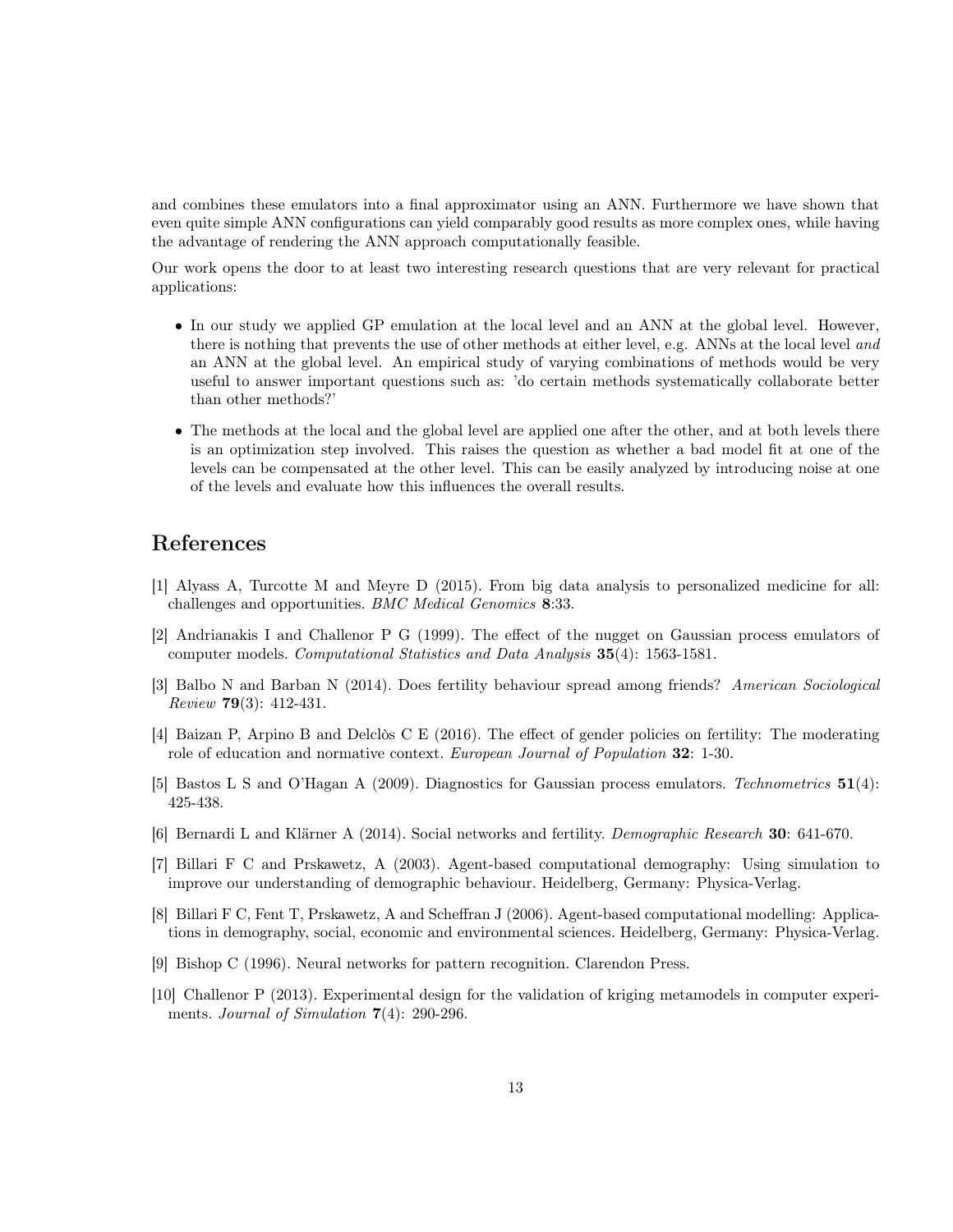and combines these emulators into a final approximator using an ANN. Furthermore we have shown that even quite simple ANN configurations can yield comparably good results as more complex ones, while having the advantage of rendering the ANN approach computationally feasible.

Our work opens the door to at least two interesting research questions that are very relevant for practical applications:

- In our study we applied GP emulation at the local level and an ANN at the global level. However, there is nothing that prevents the use of other methods at either level, e.g. ANNs at the local level *and* an ANN at the global level. An empirical study of varying combinations of methods would be very useful to answer important questions such as: 'do certain methods systematically collaborate better than other methods?'
- The methods at the local and the global level are applied one after the other, and at both levels there is an optimization step involved. This raises the question as whether a bad model fit at one of the levels can be compensated at the other level. This can be easily analyzed by introducing noise at one of the levels and evaluate how this influences the overall results.

# References

[1] Alyass A, Turcotte M and Meyre D (2015). From big data analysis to personalized medicine for all: challenges and opportunities. *BMC Medical Genomics* **8**:33.

[2] Andrianakis I and Challenor P G (1999). The effect of the nugget on Gaussian process emulators of computer models. *Computational Statistics and Data Analysis* **35**(4): 1563-1581.

[3] Balbo N and Barban N (2014). Does fertility behaviour spread among friends? *American Sociological Review* **79**(3): 412-431.

[4] Baizan P, Arpino B and Delclòs C E (2016). The effect of gender policies on fertility: The moderating role of education and normative context. *European Journal of Population* **32**: 1-30.

[5] Bastos L S and O'Hagan A (2009). Diagnostics for Gaussian process emulators. *Technometrics* **51**(4): 425-438.

[6] Bernardi L and Klärner A (2014). Social networks and fertility. *Demographic Research* **30**: 641-670.

[7] Billari F C and Prskawetz, A (2003). Agent-based computational demography: Using simulation to improve our understanding of demographic behaviour. Heidelberg, Germany: Physica-Verlag.

[8] Billari F C, Fent T, Prskawetz, A and Scheffran J (2006). Agent-based computational modelling: Applications in demography, social, economic and environmental sciences. Heidelberg, Germany: Physica-Verlag.

[9] Bishop C (1996). Neural networks for pattern recognition. Clarendon Press.

[10] Challenor P (2013). Experimental design for the validation of kriging metamodels in computer experiments. *Journal of Simulation* **7**(4): 290-296.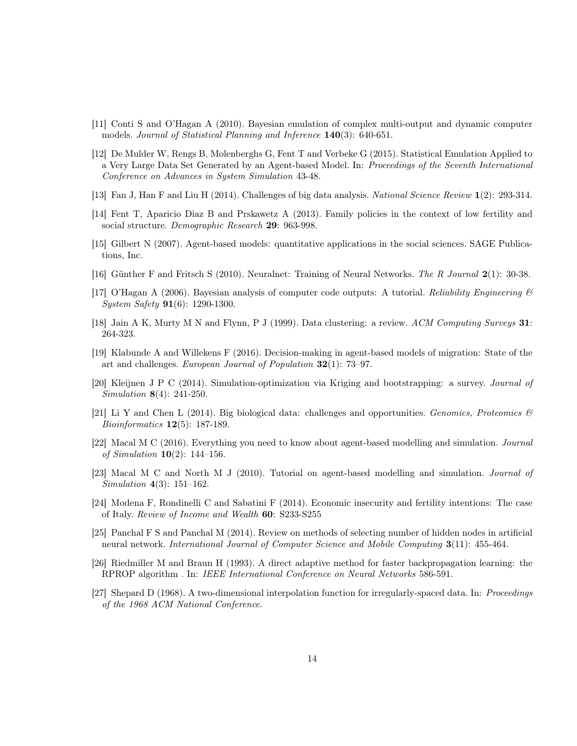[11] Conti S and O'Hagan A (2010). Bayesian emulation of complex multi-output and dynamic computer models. *Journal of Statistical Planning and Inference* **140**(3): 640-651.

[12] De Mulder W, Rengs B, Molenberghs G, Fent T and Verbeke G (2015). Statistical Emulation Applied to a Very Large Data Set Generated by an Agent-based Model. In: *Proceedings of the Seventh International Conference on Advances in System Simulation* 43-48.

[13] Fan J, Han F and Liu H (2014). Challenges of big data analysis. *National Science Review* **1**(2): 293-314.

[14] Fent T, Aparicio Diaz B and Prskawetz A (2013). Family policies in the context of low fertility and social structure. *Demographic Research* **29**: 963-998.

[15] Gilbert N (2007). Agent-based models: quantitative applications in the social sciences. SAGE Publications, Inc.

[16] Günther F and Fritsch S (2010). Neuralnet: Training of Neural Networks. *The R Journal* **2**(1): 30-38.

[17] O'Hagan A (2006). Bayesian analysis of computer code outputs: A tutorial. *Reliability Engineering & System Safety* **91**(6): 1290-1300.

[18] Jain A K, Murty M N and Flynn, P J (1999). Data clustering: a review. *ACM Computing Surveys* **31**: 264-323.

[19] Klabunde A and Willekens F (2016). Decision-making in agent-based models of migration: State of the art and challenges. *European Journal of Population* **32**(1): 73–97.

[20] Kleijnen J P C (2014). Simulation-optimization via Kriging and bootstrapping: a survey. *Journal of Simulation* **8**(4): 241-250.

[21] Li Y and Chen L (2014). Big biological data: challenges and opportunities. *Genomics, Proteomics & Bioinformatics* **12**(5): 187-189.

[22] Macal M C (2016). Everything you need to know about agent-based modelling and simulation. *Journal of Simulation* **10**(2): 144–156.

[23] Macal M C and North M J (2010). Tutorial on agent-based modelling and simulation. *Journal of Simulation* **4**(3): 151–162.

[24] Modena F, Rondinelli C and Sabatini F (2014). Economic insecurity and fertility intentions: The case of Italy. *Review of Income and Wealth* **60**: S233-S255

[25] Panchal F S and Panchal M (2014). Review on methods of selecting number of hidden nodes in artificial neural network. *International Journal of Computer Science and Mobile Computing* **3**(11): 455-464.

[26] Riedmiller M and Braun H (1993). A direct adaptive method for faster backpropagation learning: the RPROP algorithm . In: *IEEE International Conference on Neural Networks* 586-591.

[27] Shepard D (1968). A two-dimensional interpolation function for irregularly-spaced data. In: *Proceedings of the 1968 ACM National Conference*.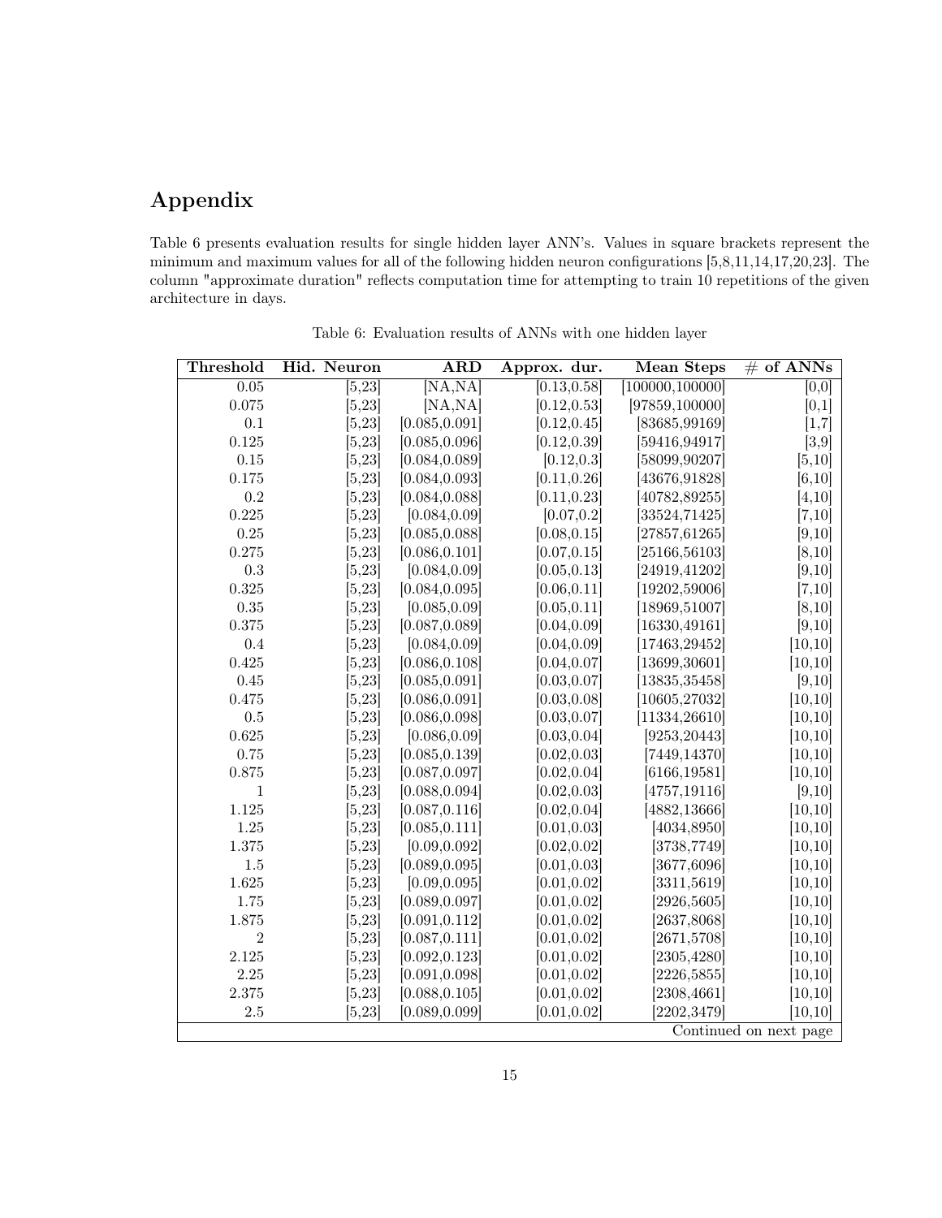# Appendix

Table 6 presents evaluation results for single hidden layer ANN's. Values in square brackets represent the minimum and maximum values for all of the following hidden neuron configurations [5,8,11,14,17,20,23]. The column "approximate duration" reflects computation time for attempting to train 10 repetitions of the given architecture in days.

Table 6: Evaluation results of ANNs with one hidden layer

| Threshold | Hid. Neuron | ARD | Approx. dur. | Mean Steps | # of ANNs |
|---:|---:|---:|---:|---:|---:|
| 0.05 | [5,23] | [NA,NA] | [0.13,0.58] | [100000,100000] | [0,0] |
| 0.075 | [5,23] | [NA,NA] | [0.12,0.53] | [97859,100000] | [0,1] |
| 0.1 | [5,23] | [0.085,0.091] | [0.12,0.45] | [83685,99169] | [1,7] |
| 0.125 | [5,23] | [0.085,0.096] | [0.12,0.39] | [59416,94917] | [3,9] |
| 0.15 | [5,23] | [0.084,0.089] | [0.12,0.3] | [58099,90207] | [5,10] |
| 0.175 | [5,23] | [0.084,0.093] | [0.11,0.26] | [43676,91828] | [6,10] |
| 0.2 | [5,23] | [0.084,0.088] | [0.11,0.23] | [40782,89255] | [4,10] |
| 0.225 | [5,23] | [0.084,0.09] | [0.07,0.2] | [33524,71425] | [7,10] |
| 0.25 | [5,23] | [0.085,0.088] | [0.08,0.15] | [27857,61265] | [9,10] |
| 0.275 | [5,23] | [0.086,0.101] | [0.07,0.15] | [25166,56103] | [8,10] |
| 0.3 | [5,23] | [0.084,0.09] | [0.05,0.13] | [24919,41202] | [9,10] |
| 0.325 | [5,23] | [0.084,0.095] | [0.06,0.11] | [19202,59006] | [7,10] |
| 0.35 | [5,23] | [0.085,0.09] | [0.05,0.11] | [18969,51007] | [8,10] |
| 0.375 | [5,23] | [0.087,0.089] | [0.04,0.09] | [16330,49161] | [9,10] |
| 0.4 | [5,23] | [0.084,0.09] | [0.04,0.09] | [17463,29452] | [10,10] |
| 0.425 | [5,23] | [0.086,0.108] | [0.04,0.07] | [13699,30601] | [10,10] |
| 0.45 | [5,23] | [0.085,0.091] | [0.03,0.07] | [13835,35458] | [9,10] |
| 0.475 | [5,23] | [0.086,0.091] | [0.03,0.08] | [10605,27032] | [10,10] |
| 0.5 | [5,23] | [0.086,0.098] | [0.03,0.07] | [11334,26610] | [10,10] |
| 0.625 | [5,23] | [0.086,0.09] | [0.03,0.04] | [9253,20443] | [10,10] |
| 0.75 | [5,23] | [0.085,0.139] | [0.02,0.03] | [7449,14370] | [10,10] |
| 0.875 | [5,23] | [0.087,0.097] | [0.02,0.04] | [6166,19581] | [10,10] |
| 1 | [5,23] | [0.088,0.094] | [0.02,0.03] | [4757,19116] | [9,10] |
| 1.125 | [5,23] | [0.087,0.116] | [0.02,0.04] | [4882,13666] | [10,10] |
| 1.25 | [5,23] | [0.085,0.111] | [0.01,0.03] | [4034,8950] | [10,10] |
| 1.375 | [5,23] | [0.09,0.092] | [0.02,0.02] | [3738,7749] | [10,10] |
| 1.5 | [5,23] | [0.089,0.095] | [0.01,0.03] | [3677,6096] | [10,10] |
| 1.625 | [5,23] | [0.09,0.095] | [0.01,0.02] | [3311,5619] | [10,10] |
| 1.75 | [5,23] | [0.089,0.097] | [0.01,0.02] | [2926,5605] | [10,10] |
| 1.875 | [5,23] | [0.091,0.112] | [0.01,0.02] | [2637,8068] | [10,10] |
| 2 | [5,23] | [0.087,0.111] | [0.01,0.02] | [2671,5708] | [10,10] |
| 2.125 | [5,23] | [0.092,0.123] | [0.01,0.02] | [2305,4280] | [10,10] |
| 2.25 | [5,23] | [0.091,0.098] | [0.01,0.02] | [2226,5855] | [10,10] |
| 2.375 | [5,23] | [0.088,0.105] | [0.01,0.02] | [2308,4661] | [10,10] |
| 2.5 | [5,23] | [0.089,0.099] | [0.01,0.02] | [2202,3479] | [10,10] |

Continued on next page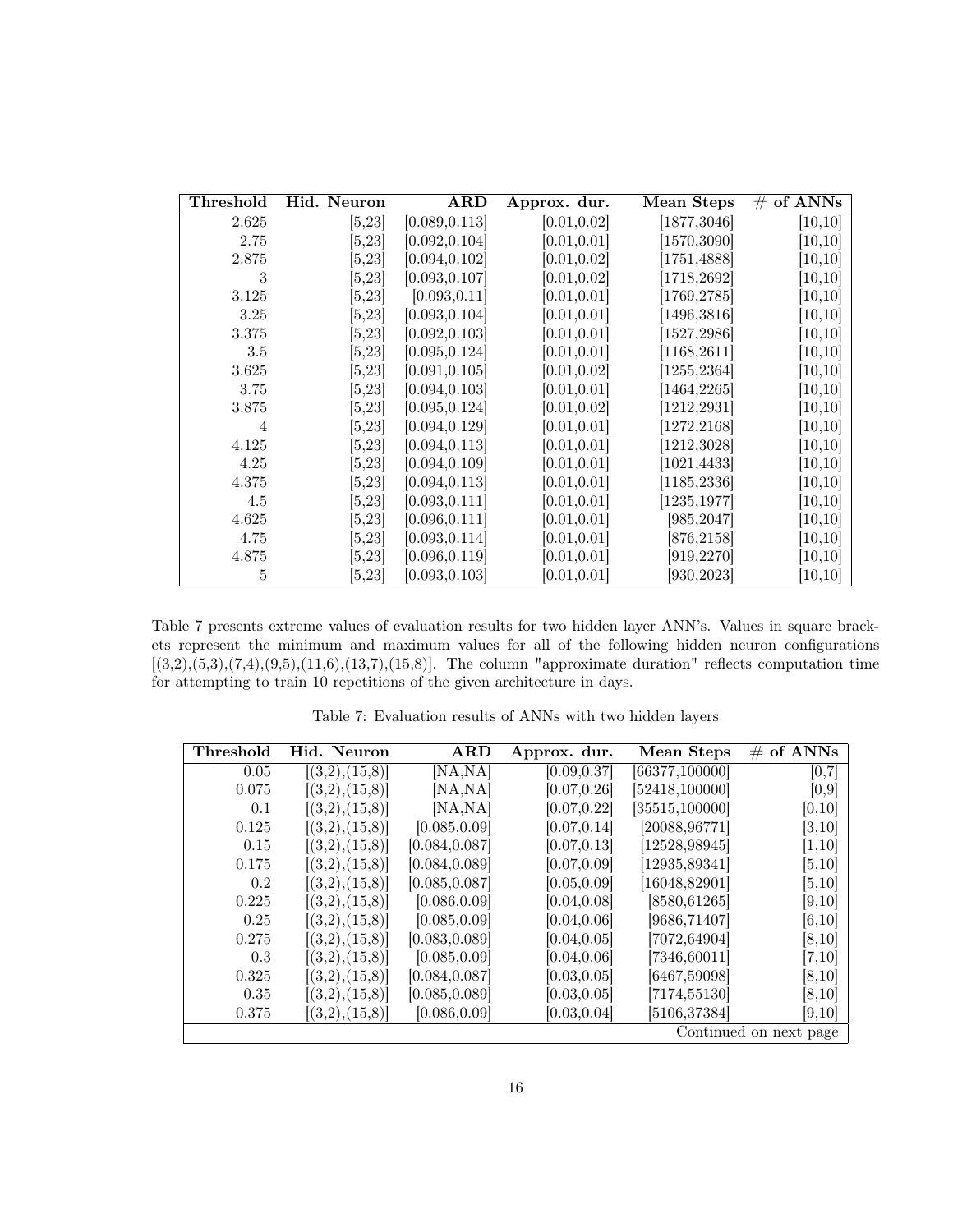| Threshold | Hid. Neuron | ARD | Approx. dur. | Mean Steps | # of ANNs |
|---|---|---|---|---|---|
| 2.625 | [5,23] | [0.089,0.113] | [0.01,0.02] | [1877,3046] | [10,10] |
| 2.75 | [5,23] | [0.092,0.104] | [0.01,0.01] | [1570,3090] | [10,10] |
| 2.875 | [5,23] | [0.094,0.102] | [0.01,0.02] | [1751,4888] | [10,10] |
| 3 | [5,23] | [0.093,0.107] | [0.01,0.02] | [1718,2692] | [10,10] |
| 3.125 | [5,23] | [0.093,0.11] | [0.01,0.01] | [1769,2785] | [10,10] |
| 3.25 | [5,23] | [0.093,0.104] | [0.01,0.01] | [1496,3816] | [10,10] |
| 3.375 | [5,23] | [0.092,0.103] | [0.01,0.01] | [1527,2986] | [10,10] |
| 3.5 | [5,23] | [0.095,0.124] | [0.01,0.01] | [1168,2611] | [10,10] |
| 3.625 | [5,23] | [0.091,0.105] | [0.01,0.02] | [1255,2364] | [10,10] |
| 3.75 | [5,23] | [0.094,0.103] | [0.01,0.01] | [1464,2265] | [10,10] |
| 3.875 | [5,23] | [0.095,0.124] | [0.01,0.02] | [1212,2931] | [10,10] |
| 4 | [5,23] | [0.094,0.129] | [0.01,0.01] | [1272,2168] | [10,10] |
| 4.125 | [5,23] | [0.094,0.113] | [0.01,0.01] | [1212,3028] | [10,10] |
| 4.25 | [5,23] | [0.094,0.109] | [0.01,0.01] | [1021,4433] | [10,10] |
| 4.375 | [5,23] | [0.094,0.113] | [0.01,0.01] | [1185,2336] | [10,10] |
| 4.5 | [5,23] | [0.093,0.111] | [0.01,0.01] | [1235,1977] | [10,10] |
| 4.625 | [5,23] | [0.096,0.111] | [0.01,0.01] | [985,2047] | [10,10] |
| 4.75 | [5,23] | [0.093,0.114] | [0.01,0.01] | [876,2158] | [10,10] |
| 4.875 | [5,23] | [0.096,0.119] | [0.01,0.01] | [919,2270] | [10,10] |
| 5 | [5,23] | [0.093,0.103] | [0.01,0.01] | [930,2023] | [10,10] |

Table 7 presents extreme values of evaluation results for two hidden layer ANN's. Values in square brackets represent the minimum and maximum values for all of the following hidden neuron configurations [(3,2),(5,3),(7,4),(9,5),(11,6),(13,7),(15,8)]. The column "approximate duration" reflects computation time for attempting to train 10 repetitions of the given architecture in days.

Table 7: Evaluation results of ANNs with two hidden layers

| Threshold | Hid. Neuron | ARD | Approx. dur. | Mean Steps | # of ANNs |
|---|---|---|---|---|---|
| 0.05 | [(3,2),(15,8)] | [NA,NA] | [0.09,0.37] | [66377,100000] | [0,7] |
| 0.075 | [(3,2),(15,8)] | [NA,NA] | [0.07,0.26] | [52418,100000] | [0,9] |
| 0.1 | [(3,2),(15,8)] | [NA,NA] | [0.07,0.22] | [35515,100000] | [0,10] |
| 0.125 | [(3,2),(15,8)] | [0.085,0.09] | [0.07,0.14] | [20088,96771] | [3,10] |
| 0.15 | [(3,2),(15,8)] | [0.084,0.087] | [0.07,0.13] | [12528,98945] | [1,10] |
| 0.175 | [(3,2),(15,8)] | [0.084,0.089] | [0.07,0.09] | [12935,89341] | [5,10] |
| 0.2 | [(3,2),(15,8)] | [0.085,0.087] | [0.05,0.09] | [16048,82901] | [5,10] |
| 0.225 | [(3,2),(15,8)] | [0.086,0.09] | [0.04,0.08] | [8580,61265] | [9,10] |
| 0.25 | [(3,2),(15,8)] | [0.085,0.09] | [0.04,0.06] | [9686,71407] | [6,10] |
| 0.275 | [(3,2),(15,8)] | [0.083,0.089] | [0.04,0.05] | [7072,64904] | [8,10] |
| 0.3 | [(3,2),(15,8)] | [0.085,0.09] | [0.04,0.06] | [7346,60011] | [7,10] |
| 0.325 | [(3,2),(15,8)] | [0.084,0.087] | [0.03,0.05] | [6467,59098] | [8,10] |
| 0.35 | [(3,2),(15,8)] | [0.085,0.089] | [0.03,0.05] | [7174,55130] | [8,10] |
| 0.375 | [(3,2),(15,8)] | [0.086,0.09] | [0.03,0.04] | [5106,37384] | [9,10] |

Continued on next page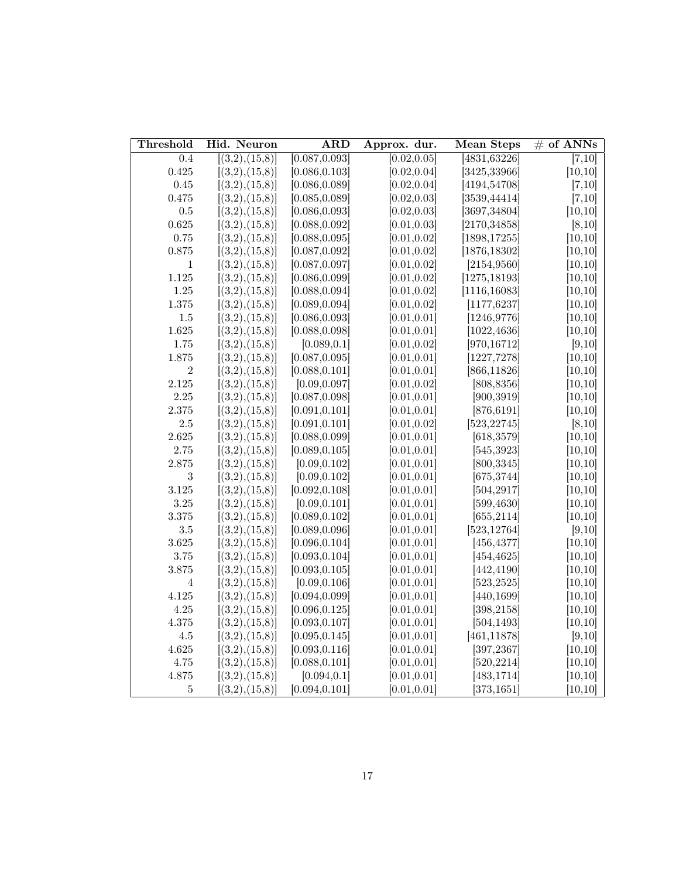| Threshold | Hid. Neuron | ARD | Approx. dur. | Mean Steps | # of ANNs |
|---|---|---|---|---|---|
| 0.4 | [(3,2),(15,8)] | [0.087,0.093] | [0.02,0.05] | [4831,63226] | [7,10] |
| 0.425 | [(3,2),(15,8)] | [0.086,0.103] | [0.02,0.04] | [3425,33966] | [10,10] |
| 0.45 | [(3,2),(15,8)] | [0.086,0.089] | [0.02,0.04] | [4194,54708] | [7,10] |
| 0.475 | [(3,2),(15,8)] | [0.085,0.089] | [0.02,0.03] | [3539,44414] | [7,10] |
| 0.5 | [(3,2),(15,8)] | [0.086,0.093] | [0.02,0.03] | [3697,34804] | [10,10] |
| 0.625 | [(3,2),(15,8)] | [0.088,0.092] | [0.01,0.03] | [2170,34858] | [8,10] |
| 0.75 | [(3,2),(15,8)] | [0.088,0.095] | [0.01,0.02] | [1898,17255] | [10,10] |
| 0.875 | [(3,2),(15,8)] | [0.087,0.092] | [0.01,0.02] | [1876,18302] | [10,10] |
| 1 | [(3,2),(15,8)] | [0.087,0.097] | [0.01,0.02] | [2154,9560] | [10,10] |
| 1.125 | [(3,2),(15,8)] | [0.086,0.099] | [0.01,0.02] | [1275,18193] | [10,10] |
| 1.25 | [(3,2),(15,8)] | [0.088,0.094] | [0.01,0.02] | [1116,16083] | [10,10] |
| 1.375 | [(3,2),(15,8)] | [0.089,0.094] | [0.01,0.02] | [1177,6237] | [10,10] |
| 1.5 | [(3,2),(15,8)] | [0.086,0.093] | [0.01,0.01] | [1246,9776] | [10,10] |
| 1.625 | [(3,2),(15,8)] | [0.088,0.098] | [0.01,0.01] | [1022,4636] | [10,10] |
| 1.75 | [(3,2),(15,8)] | [0.089,0.1] | [0.01,0.02] | [970,16712] | [9,10] |
| 1.875 | [(3,2),(15,8)] | [0.087,0.095] | [0.01,0.01] | [1227,7278] | [10,10] |
| 2 | [(3,2),(15,8)] | [0.088,0.101] | [0.01,0.01] | [866,11826] | [10,10] |
| 2.125 | [(3,2),(15,8)] | [0.09,0.097] | [0.01,0.02] | [808,8356] | [10,10] |
| 2.25 | [(3,2),(15,8)] | [0.087,0.098] | [0.01,0.01] | [900,3919] | [10,10] |
| 2.375 | [(3,2),(15,8)] | [0.091,0.101] | [0.01,0.01] | [876,6191] | [10,10] |
| 2.5 | [(3,2),(15,8)] | [0.091,0.101] | [0.01,0.02] | [523,22745] | [8,10] |
| 2.625 | [(3,2),(15,8)] | [0.088,0.099] | [0.01,0.01] | [618,3579] | [10,10] |
| 2.75 | [(3,2),(15,8)] | [0.089,0.105] | [0.01,0.01] | [545,3923] | [10,10] |
| 2.875 | [(3,2),(15,8)] | [0.09,0.102] | [0.01,0.01] | [800,3345] | [10,10] |
| 3 | [(3,2),(15,8)] | [0.09,0.102] | [0.01,0.01] | [675,3744] | [10,10] |
| 3.125 | [(3,2),(15,8)] | [0.092,0.108] | [0.01,0.01] | [504,2917] | [10,10] |
| 3.25 | [(3,2),(15,8)] | [0.09,0.101] | [0.01,0.01] | [599,4630] | [10,10] |
| 3.375 | [(3,2),(15,8)] | [0.089,0.102] | [0.01,0.01] | [655,2114] | [10,10] |
| 3.5 | [(3,2),(15,8)] | [0.089,0.096] | [0.01,0.01] | [523,12764] | [9,10] |
| 3.625 | [(3,2),(15,8)] | [0.096,0.104] | [0.01,0.01] | [456,4377] | [10,10] |
| 3.75 | [(3,2),(15,8)] | [0.093,0.104] | [0.01,0.01] | [454,4625] | [10,10] |
| 3.875 | [(3,2),(15,8)] | [0.093,0.105] | [0.01,0.01] | [442,4190] | [10,10] |
| 4 | [(3,2),(15,8)] | [0.09,0.106] | [0.01,0.01] | [523,2525] | [10,10] |
| 4.125 | [(3,2),(15,8)] | [0.094,0.099] | [0.01,0.01] | [440,1699] | [10,10] |
| 4.25 | [(3,2),(15,8)] | [0.096,0.125] | [0.01,0.01] | [398,2158] | [10,10] |
| 4.375 | [(3,2),(15,8)] | [0.093,0.107] | [0.01,0.01] | [504,1493] | [10,10] |
| 4.5 | [(3,2),(15,8)] | [0.095,0.145] | [0.01,0.01] | [461,11878] | [9,10] |
| 4.625 | [(3,2),(15,8)] | [0.093,0.116] | [0.01,0.01] | [397,2367] | [10,10] |
| 4.75 | [(3,2),(15,8)] | [0.088,0.101] | [0.01,0.01] | [520,2214] | [10,10] |
| 4.875 | [(3,2),(15,8)] | [0.094,0.1] | [0.01,0.01] | [483,1714] | [10,10] |
| 5 | [(3,2),(15,8)] | [0.094,0.101] | [0.01,0.01] | [373,1651] | [10,10] |